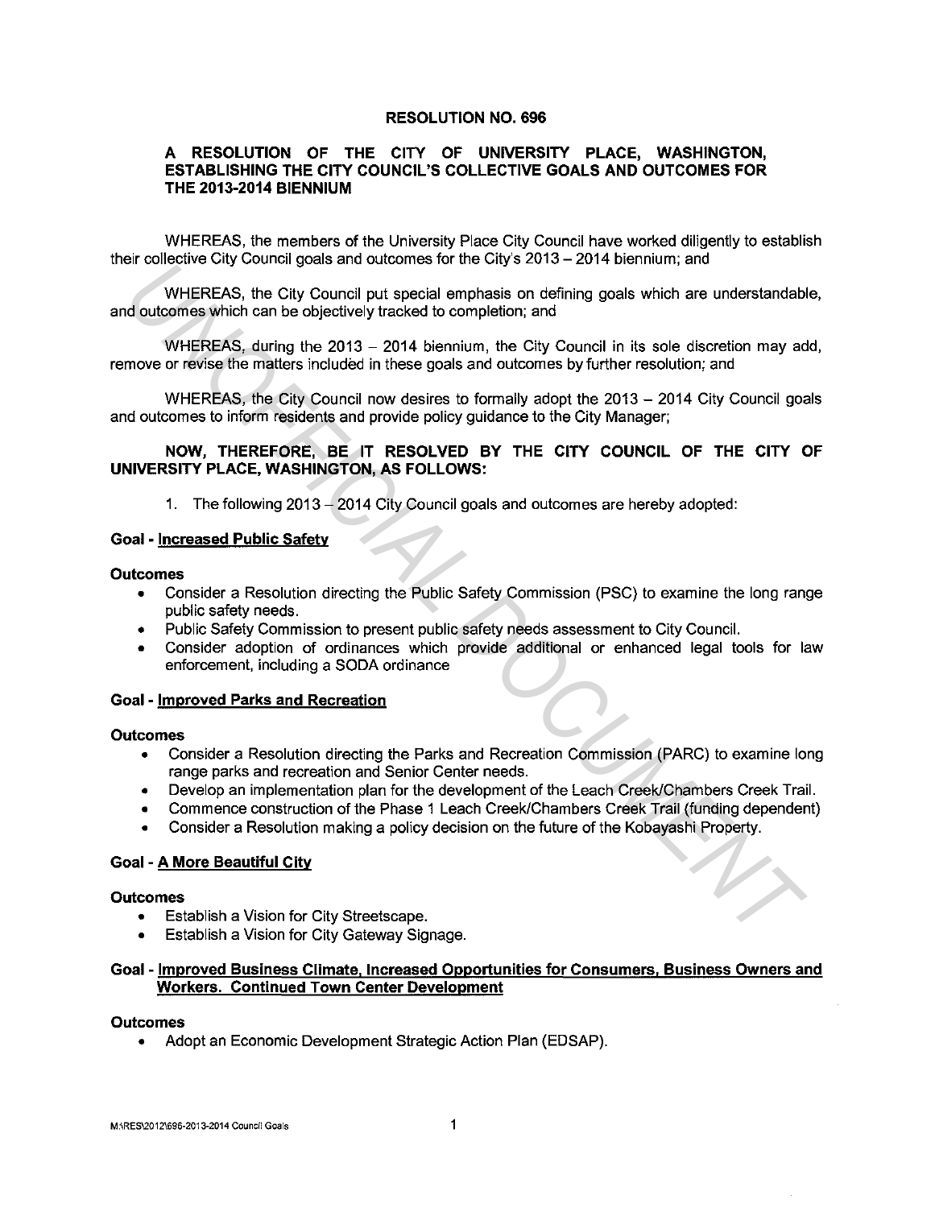**RESOLUTION NO. 696**

**A RESOLUTION OF THE CITY OF UNIVERSITY PLACE, WASHINGTON, ESTABLISHING THE CITY COUNCIL'S COLLECTIVE GOALS AND OUTCOMES FOR THE 2013-2014 BIENNIUM**

WHEREAS, the members of the University Place City Council have worked diligently to establish their collective City Council goals and outcomes for the City's 2013 – 2014 biennium; and

WHEREAS, the City Council put special emphasis on defining goals which are understandable, and outcomes which can be objectively tracked to completion; and

WHEREAS, during the 2013 – 2014 biennium, the City Council in its sole discretion may add, remove or revise the matters included in these goals and outcomes by further resolution; and

WHEREAS, the City Council now desires to formally adopt the 2013 – 2014 City Council goals and outcomes to inform residents and provide policy guidance to the City Manager;

**NOW, THEREFORE, BE IT RESOLVED BY THE CITY COUNCIL OF THE CITY OF UNIVERSITY PLACE, WASHINGTON, AS FOLLOWS:**

1. The following 2013 – 2014 City Council goals and outcomes are hereby adopted:

**Goal - Increased Public Safety**

**Outcomes**

- Consider a Resolution directing the Public Safety Commission (PSC) to examine the long range public safety needs.
- Public Safety Commission to present public safety needs assessment to City Council.
- Consider adoption of ordinances which provide additional or enhanced legal tools for law enforcement, including a SODA ordinance

**Goal - Improved Parks and Recreation**

**Outcomes**

- Consider a Resolution directing the Parks and Recreation Commission (PARC) to examine long range parks and recreation and Senior Center needs.
- Develop an implementation plan for the development of the Leach Creek/Chambers Creek Trail.
- Commence construction of the Phase 1 Leach Creek/Chambers Creek Trail (funding dependent)
- Consider a Resolution making a policy decision on the future of the Kobayashi Property.

**Goal - A More Beautiful City**

**Outcomes**

- Establish a Vision for City Streetscape.
- Establish a Vision for City Gateway Signage.

**Goal - Improved Business Climate, Increased Opportunities for Consumers, Business Owners and Workers. Continued Town Center Development**

**Outcomes**

- Adopt an Economic Development Strategic Action Plan (EDSAP).

M:\RES\2012\696-2013-2014 Council Goals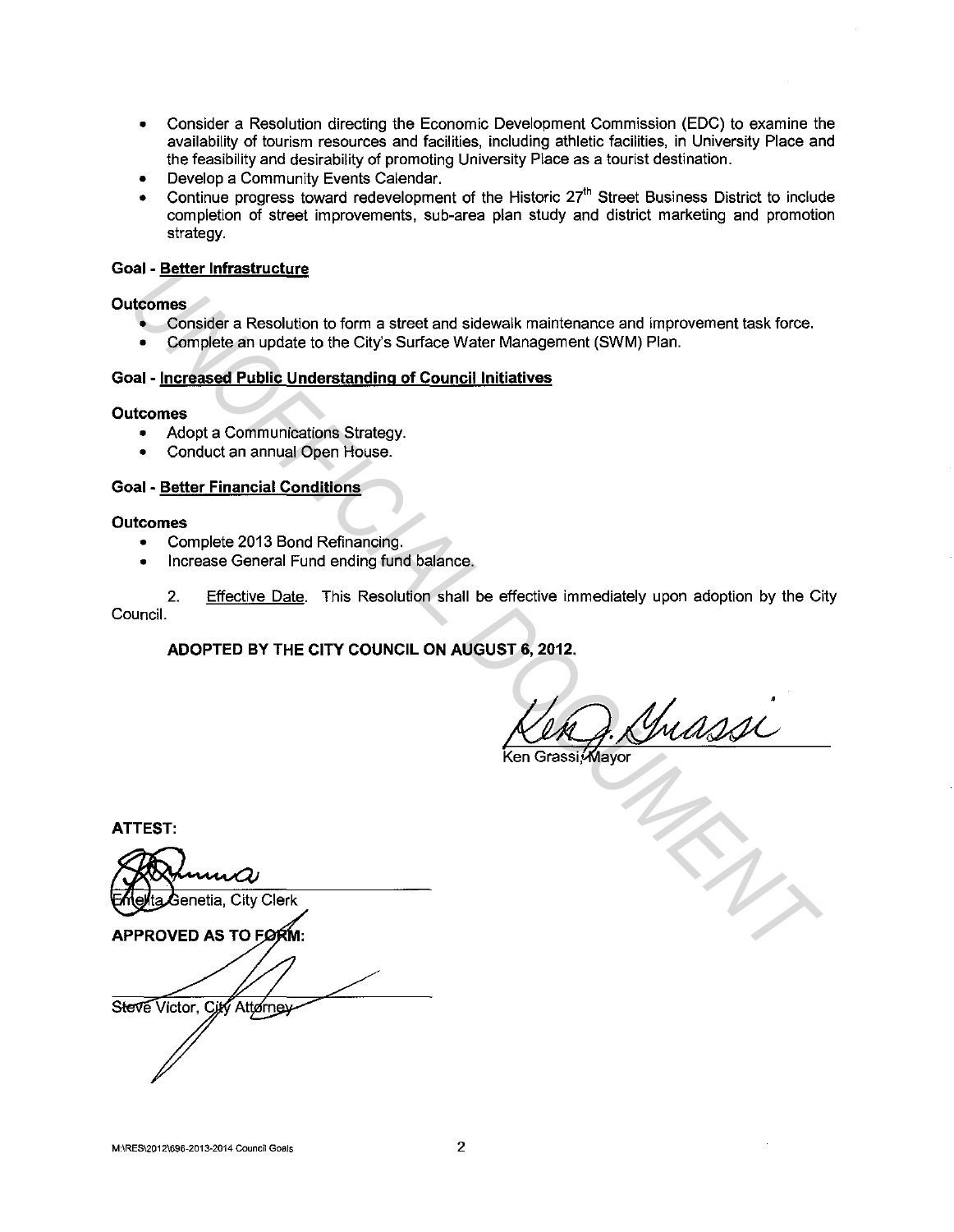- Consider a Resolution directing the Economic Development Commission (EDC) to examine the availability of tourism resources and facilities, including athletic facilities, in University Place and the feasibility and desirability of promoting University Place as a tourist destination.
- Develop a Community Events Calendar.
- Continue progress toward redevelopment of the Historic 27th Street Business District to include completion of street improvements, sub-area plan study and district marketing and promotion strategy.

**Goal - Better Infrastructure**

**Outcomes**

- Consider a Resolution to form a street and sidewalk maintenance and improvement task force.
- Complete an update to the City's Surface Water Management (SWM) Plan.

**Goal - Increased Public Understanding of Council Initiatives**

**Outcomes**

- Adopt a Communications Strategy.
- Conduct an annual Open House.

**Goal - Better Financial Conditions**

**Outcomes**

- Complete 2013 Bond Refinancing.
- Increase General Fund ending fund balance.

2. Effective Date. This Resolution shall be effective immediately upon adoption by the City Council.

**ADOPTED BY THE CITY COUNCIL ON AUGUST 6, 2012.**

Ken Grassi, Mayor

**ATTEST:**

Emelita Genetia, City Clerk

**APPROVED AS TO FORM:**

Steve Victor, City Attorney

M:\RES\2012\696-2013-2014 Council Goals